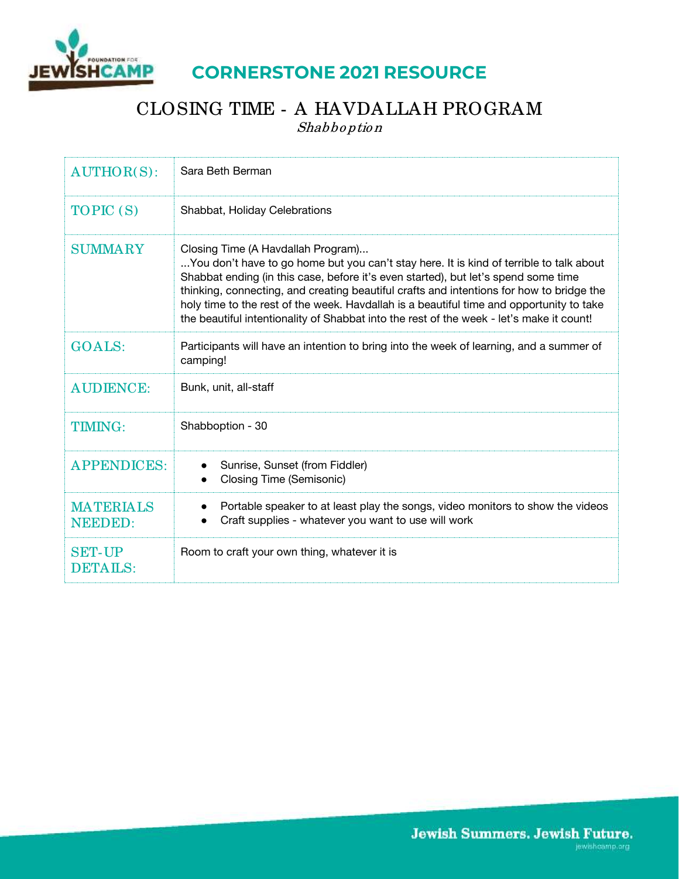## CORNERSTONE 2021 RESOURCE

# CLOSING TIME - A HAVDALLAH PROGRAM

*Shabboption*

| | |
|---|---|
| AUTHOR(S): | Sara Beth Berman |
| TOPIC (S) | Shabbat, Holiday Celebrations |
| SUMMARY | Closing Time (A Havdallah Program)... ...You don't have to go home but you can't stay here. It is kind of terrible to talk about Shabbat ending (in this case, before it's even started), but let's spend some time thinking, connecting, and creating beautiful crafts and intentions for how to bridge the holy time to the rest of the week. Havdallah is a beautiful time and opportunity to take the beautiful intentionality of Shabbat into the rest of the week - let's make it count! |
| GOALS: | Participants will have an intention to bring into the week of learning, and a summer of camping! |
| AUDIENCE: | Bunk, unit, all-staff |
| TIMING: | Shabboption - 30 |
| APPENDICES: | • Sunrise, Sunset (from Fiddler)<br>• Closing Time (Semisonic) |
| MATERIALS NEEDED: | • Portable speaker to at least play the songs, video monitors to show the videos<br>• Craft supplies - whatever you want to use will work |
| SET-UP DETAILS: | Room to craft your own thing, whatever it is |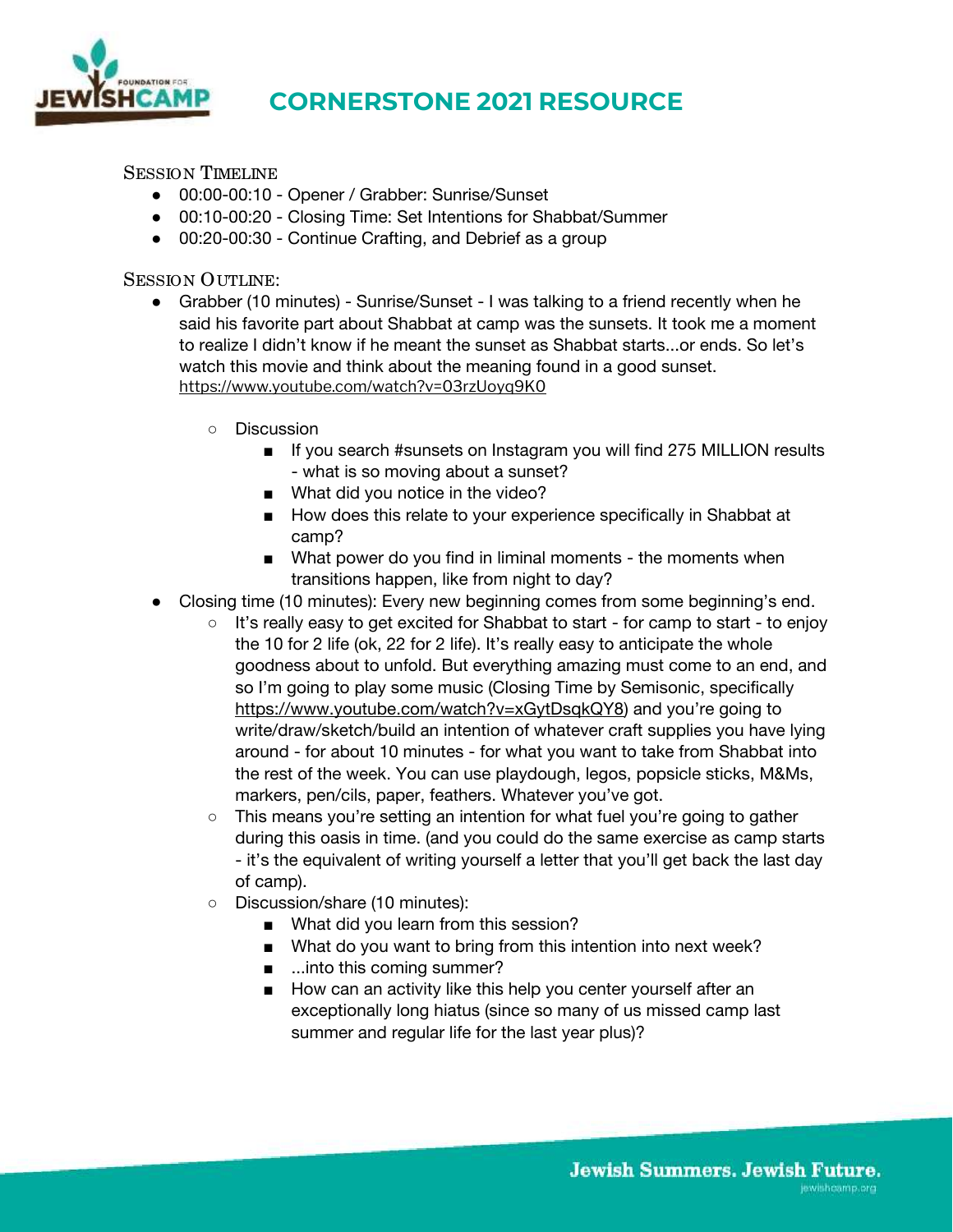# CORNERSTONE 2021 RESOURCE

## Session Timeline

- 00:00-00:10 - Opener / Grabber: Sunrise/Sunset
- 00:10-00:20 - Closing Time: Set Intentions for Shabbat/Summer
- 00:20-00:30 - Continue Crafting, and Debrief as a group

## Session Outline:

- Grabber (10 minutes) - Sunrise/Sunset - I was talking to a friend recently when he said his favorite part about Shabbat at camp was the sunsets. It took me a moment to realize I didn't know if he meant the sunset as Shabbat starts...or ends. So let's watch this movie and think about the meaning found in a good sunset. https://www.youtube.com/watch?v=03rzUoyq9K0
    - Discussion
        - If you search #sunsets on Instagram you will find 275 MILLION results - what is so moving about a sunset?
        - What did you notice in the video?
        - How does this relate to your experience specifically in Shabbat at camp?
        - What power do you find in liminal moments - the moments when transitions happen, like from night to day?
- Closing time (10 minutes): Every new beginning comes from some beginning's end.
    - It's really easy to get excited for Shabbat to start - for camp to start - to enjoy the 10 for 2 life (ok, 22 for 2 life). It's really easy to anticipate the whole goodness about to unfold. But everything amazing must come to an end, and so I'm going to play some music (Closing Time by Semisonic, specifically https://www.youtube.com/watch?v=xGytDsqkQY8) and you're going to write/draw/sketch/build an intention of whatever craft supplies you have lying around - for about 10 minutes - for what you want to take from Shabbat into the rest of the week. You can use playdough, legos, popsicle sticks, M&Ms, markers, pen/cils, paper, feathers. Whatever you've got.
    - This means you're setting an intention for what fuel you're going to gather during this oasis in time. (and you could do the same exercise as camp starts - it's the equivalent of writing yourself a letter that you'll get back the last day of camp).
    - Discussion/share (10 minutes):
        - What did you learn from this session?
        - What do you want to bring from this intention into next week?
        - ...into this coming summer?
        - How can an activity like this help you center yourself after an exceptionally long hiatus (since so many of us missed camp last summer and regular life for the last year plus)?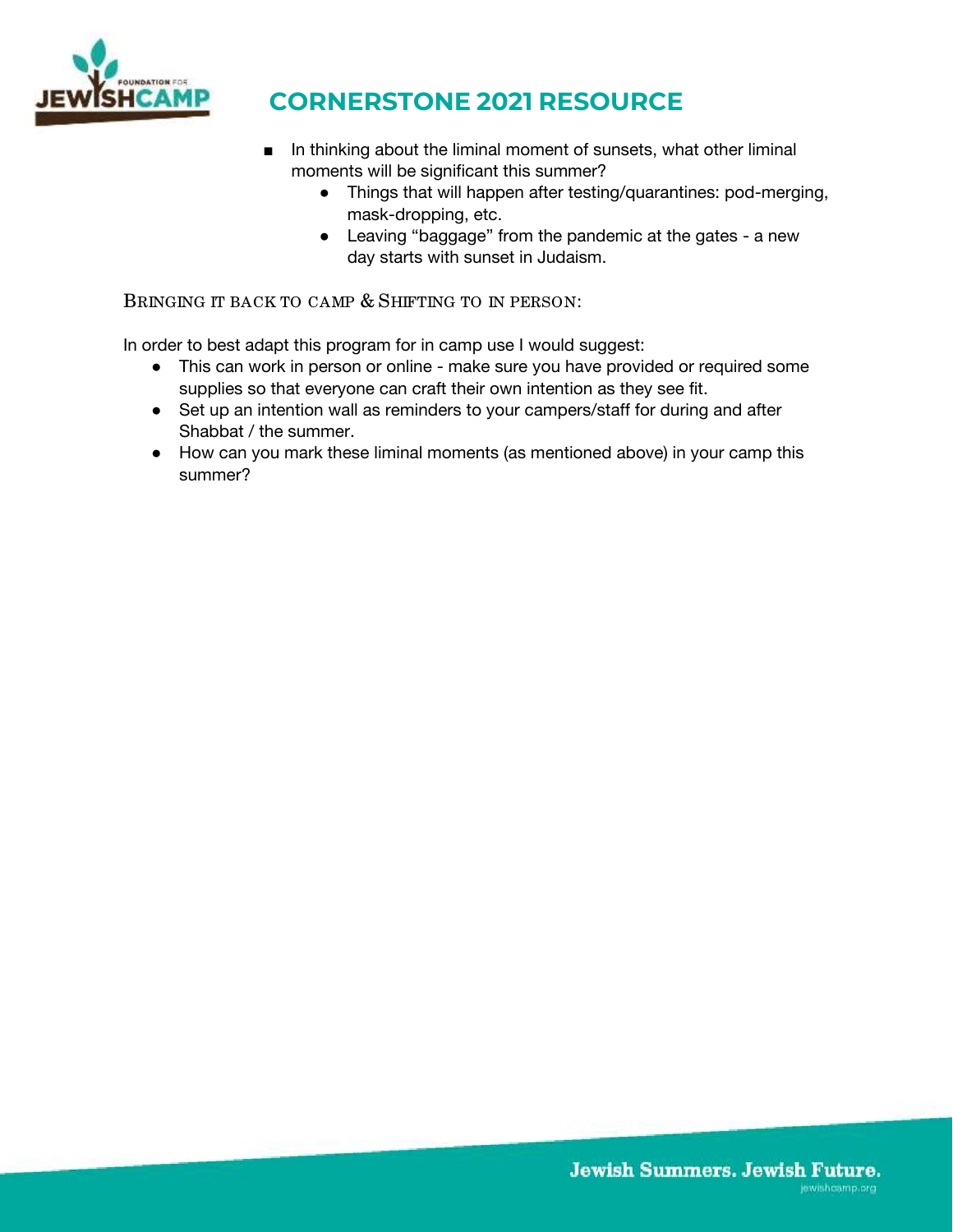- In thinking about the liminal moment of sunsets, what other liminal moments will be significant this summer?
    - Things that will happen after testing/quarantines: pod-merging, mask-dropping, etc.
    - Leaving "baggage" from the pandemic at the gates - a new day starts with sunset in Judaism.

### Bringing it back to camp & Shifting to in person:

In order to best adapt this program for in camp use I would suggest:

- This can work in person or online - make sure you have provided or required some supplies so that everyone can craft their own intention as they see fit.
- Set up an intention wall as reminders to your campers/staff for during and after Shabbat / the summer.
- How can you mark these liminal moments (as mentioned above) in your camp this summer?